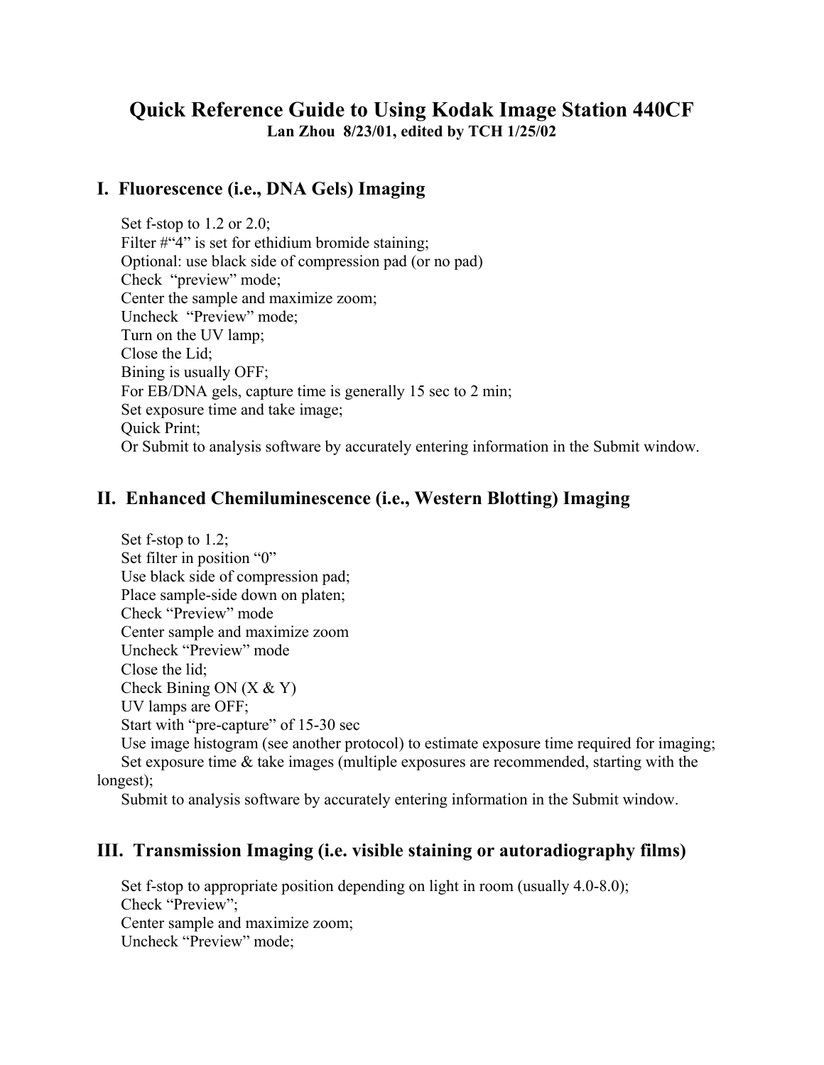# Quick Reference Guide to Using Kodak Image Station 440CF

**Lan Zhou 8/23/01, edited by TCH 1/25/02**

## I. Fluorescence (i.e., DNA Gels) Imaging

Set f-stop to 1.2 or 2.0;
Filter #"4" is set for ethidium bromide staining;
Optional: use black side of compression pad (or no pad)
Check "preview" mode;
Center the sample and maximize zoom;
Uncheck "Preview" mode;
Turn on the UV lamp;
Close the Lid;
Bining is usually OFF;
For EB/DNA gels, capture time is generally 15 sec to 2 min;
Set exposure time and take image;
Quick Print;
Or Submit to analysis software by accurately entering information in the Submit window.

## II. Enhanced Chemiluminescence (i.e., Western Blotting) Imaging

Set f-stop to 1.2;
Set filter in position "0"
Use black side of compression pad;
Place sample-side down on platen;
Check "Preview" mode
Center sample and maximize zoom
Uncheck "Preview" mode
Close the lid;
Check Bining ON (X & Y)
UV lamps are OFF;
Start with "pre-capture" of 15-30 sec
Use image histogram (see another protocol) to estimate exposure time required for imaging;
Set exposure time & take images (multiple exposures are recommended, starting with the longest);
Submit to analysis software by accurately entering information in the Submit window.

## III. Transmission Imaging (i.e. visible staining or autoradiography films)

Set f-stop to appropriate position depending on light in room (usually 4.0-8.0);
Check "Preview";
Center sample and maximize zoom;
Uncheck "Preview" mode;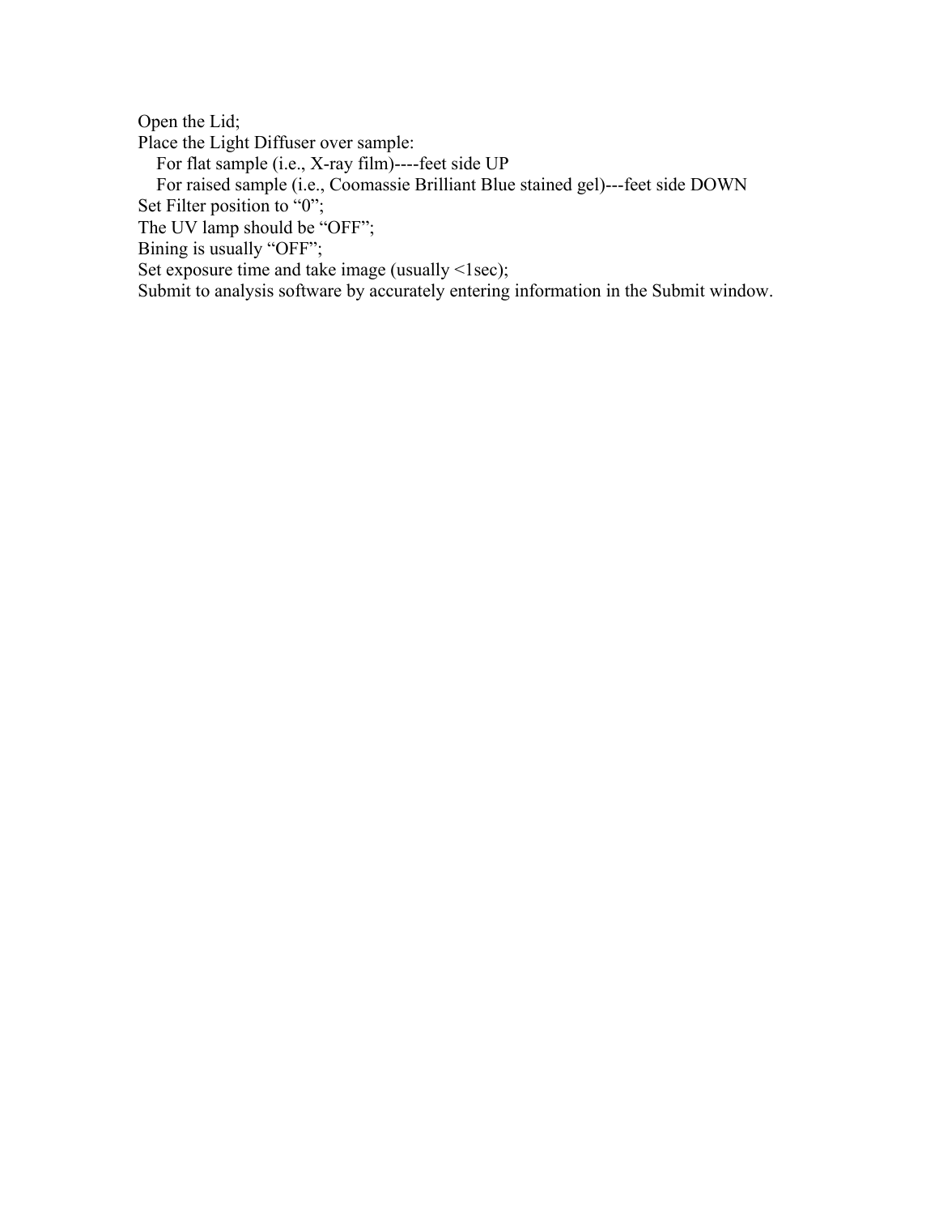Open the Lid;
Place the Light Diffuser over sample:
    For flat sample (i.e., X-ray film)----feet side UP
    For raised sample (i.e., Coomassie Brilliant Blue stained gel)---feet side DOWN
Set Filter position to “0”;
The UV lamp should be “OFF”;
Bining is usually “OFF”;
Set exposure time and take image (usually <1sec);
Submit to analysis software by accurately entering information in the Submit window.